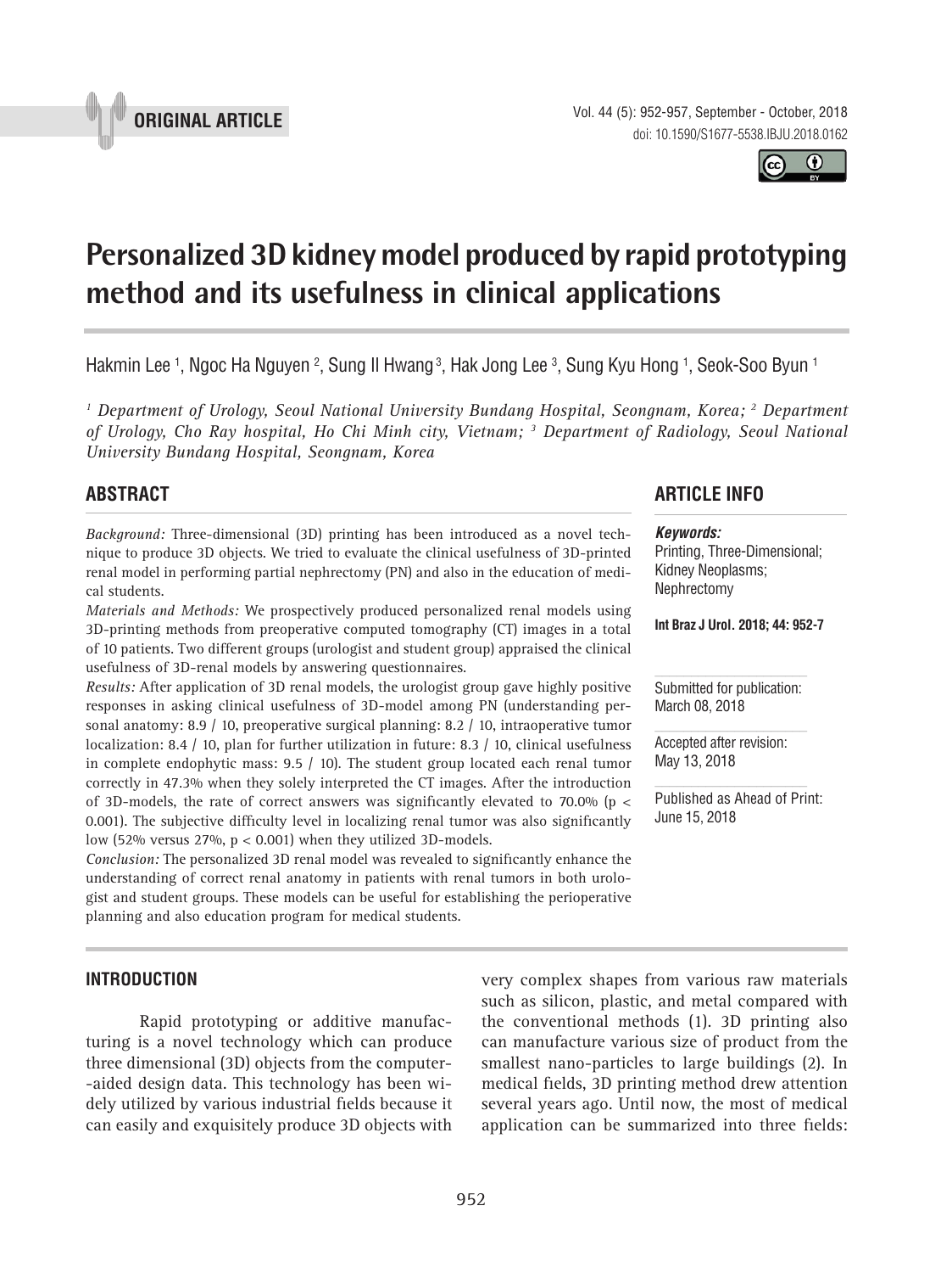ORIGINAL ARTICLE

# Personalized 3D kidney model produced by rapid prototyping method and its usefulness in clinical applications

Hakmin Lee [1], Ngoc Ha Nguyen [2], Sung Il Hwang [3], Hak Jong Lee [3], Sung Kyu Hong [1], Seok-Soo Byun [1]

*[1] Department of Urology, Seoul National University Bundang Hospital, Seongnam, Korea; [2] Department of Urology, Cho Ray hospital, Ho Chi Minh city, Vietnam; [3] Department of Radiology, Seoul National University Bundang Hospital, Seongnam, Korea*

## ABSTRACT

*Background:* Three-dimensional (3D) printing has been introduced as a novel technique to produce 3D objects. We tried to evaluate the clinical usefulness of 3D-printed renal model in performing partial nephrectomy (PN) and also in the education of medical students.

*Materials and Methods:* We prospectively produced personalized renal models using 3D-printing methods from preoperative computed tomography (CT) images in a total of 10 patients. Two different groups (urologist and student group) appraised the clinical usefulness of 3D-renal models by answering questionnaires.

*Results:* After application of 3D renal models, the urologist group gave highly positive responses in asking clinical usefulness of 3D-model among PN (understanding personal anatomy: 8.9 / 10, preoperative surgical planning: 8.2 / 10, intraoperative tumor localization: 8.4 / 10, plan for further utilization in future: 8.3 / 10, clinical usefulness in complete endophytic mass: 9.5 / 10). The student group located each renal tumor correctly in 47.3% when they solely interpreted the CT images. After the introduction of 3D-models, the rate of correct answers was significantly elevated to 70.0% ($p < 0.001$). The subjective difficulty level in localizing renal tumor was also significantly low (52% versus 27%, $p < 0.001$) when they utilized 3D-models.

*Conclusion:* The personalized 3D renal model was revealed to significantly enhance the understanding of correct renal anatomy in patients with renal tumors in both urologist and student groups. These models can be useful for establishing the perioperative planning and also education program for medical students.

## ARTICLE INFO

***Keywords:***
Printing, Three-Dimensional; Kidney Neoplasms; Nephrectomy

**Int Braz J Urol. 2018; 44: 952-7**

Submitted for publication: March 08, 2018

Accepted after revision: May 13, 2018

Published as Ahead of Print: June 15, 2018

## INTRODUCTION

Rapid prototyping or additive manufacturing is a novel technology which can produce three dimensional (3D) objects from the computer-aided design data. This technology has been widely utilized by various industrial fields because it can easily and exquisitely produce 3D objects with very complex shapes from various raw materials such as silicon, plastic, and metal compared with the conventional methods (1). 3D printing also can manufacture various size of product from the smallest nano-particles to large buildings (2). In medical fields, 3D printing method drew attention several years ago. Until now, the most of medical application can be summarized into three fields: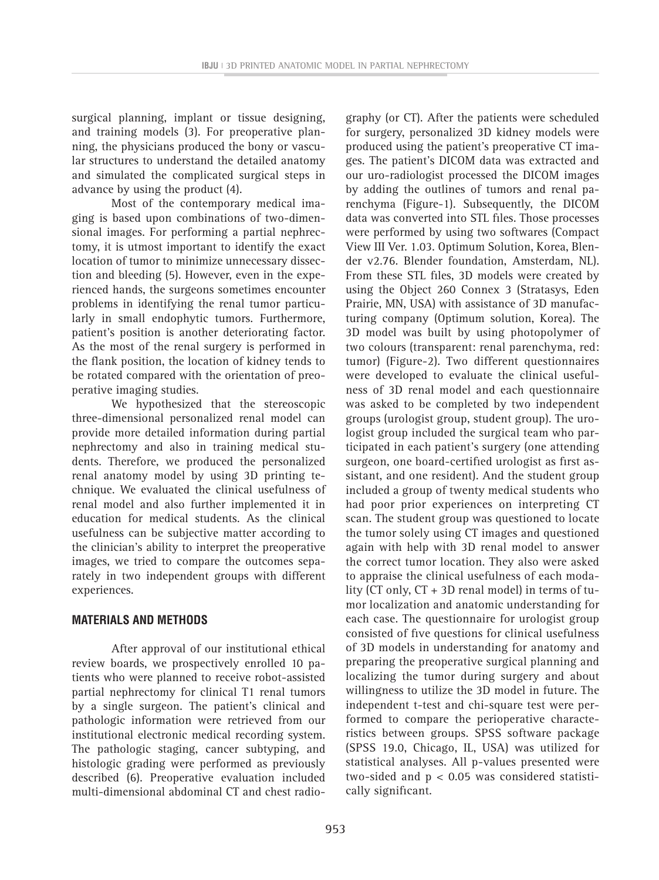surgical planning, implant or tissue designing, and training models (3). For preoperative planning, the physicians produced the bony or vascular structures to understand the detailed anatomy and simulated the complicated surgical steps in advance by using the product (4).

Most of the contemporary medical imaging is based upon combinations of two-dimensional images. For performing a partial nephrectomy, it is utmost important to identify the exact location of tumor to minimize unnecessary dissection and bleeding (5). However, even in the experienced hands, the surgeons sometimes encounter problems in identifying the renal tumor particularly in small endophytic tumors. Furthermore, patient's position is another deteriorating factor. As the most of the renal surgery is performed in the flank position, the location of kidney tends to be rotated compared with the orientation of preoperative imaging studies.

We hypothesized that the stereoscopic three-dimensional personalized renal model can provide more detailed information during partial nephrectomy and also in training medical students. Therefore, we produced the personalized renal anatomy model by using 3D printing technique. We evaluated the clinical usefulness of renal model and also further implemented it in education for medical students. As the clinical usefulness can be subjective matter according to the clinician's ability to interpret the preoperative images, we tried to compare the outcomes separately in two independent groups with different experiences.

## MATERIALS AND METHODS

After approval of our institutional ethical review boards, we prospectively enrolled 10 patients who were planned to receive robot-assisted partial nephrectomy for clinical T1 renal tumors by a single surgeon. The patient's clinical and pathologic information were retrieved from our institutional electronic medical recording system. The pathologic staging, cancer subtyping, and histologic grading were performed as previously described (6). Preoperative evaluation included multi-dimensional abdominal CT and chest radiography (or CT). After the patients were scheduled for surgery, personalized 3D kidney models were produced using the patient's preoperative CT images. The patient's DICOM data was extracted and our uro-radiologist processed the DICOM images by adding the outlines of tumors and renal parenchyma (Figure-1). Subsequently, the DICOM data was converted into STL files. Those processes were performed by using two softwares (Compact View III Ver. 1.03. Optimum Solution, Korea, Blender v2.76. Blender foundation, Amsterdam, NL). From these STL files, 3D models were created by using the Object 260 Connex 3 (Stratasys, Eden Prairie, MN, USA) with assistance of 3D manufacturing company (Optimum solution, Korea). The 3D model was built by using photopolymer of two colours (transparent: renal parenchyma, red: tumor) (Figure-2). Two different questionnaires were developed to evaluate the clinical usefulness of 3D renal model and each questionnaire was asked to be completed by two independent groups (urologist group, student group). The urologist group included the surgical team who participated in each patient's surgery (one attending surgeon, one board-certified urologist as first assistant, and one resident). And the student group included a group of twenty medical students who had poor prior experiences on interpreting CT scan. The student group was questioned to locate the tumor solely using CT images and questioned again with help with 3D renal model to answer the correct tumor location. They also were asked to appraise the clinical usefulness of each modality (CT only, CT + 3D renal model) in terms of tumor localization and anatomic understanding for each case. The questionnaire for urologist group consisted of five questions for clinical usefulness of 3D models in understanding for anatomy and preparing the preoperative surgical planning and localizing the tumor during surgery and about willingness to utilize the 3D model in future. The independent t-test and chi-square test were performed to compare the perioperative characteristics between groups. SPSS software package (SPSS 19.0, Chicago, IL, USA) was utilized for statistical analyses. All p-values presented were two-sided and $p < 0.05$ was considered statistically significant.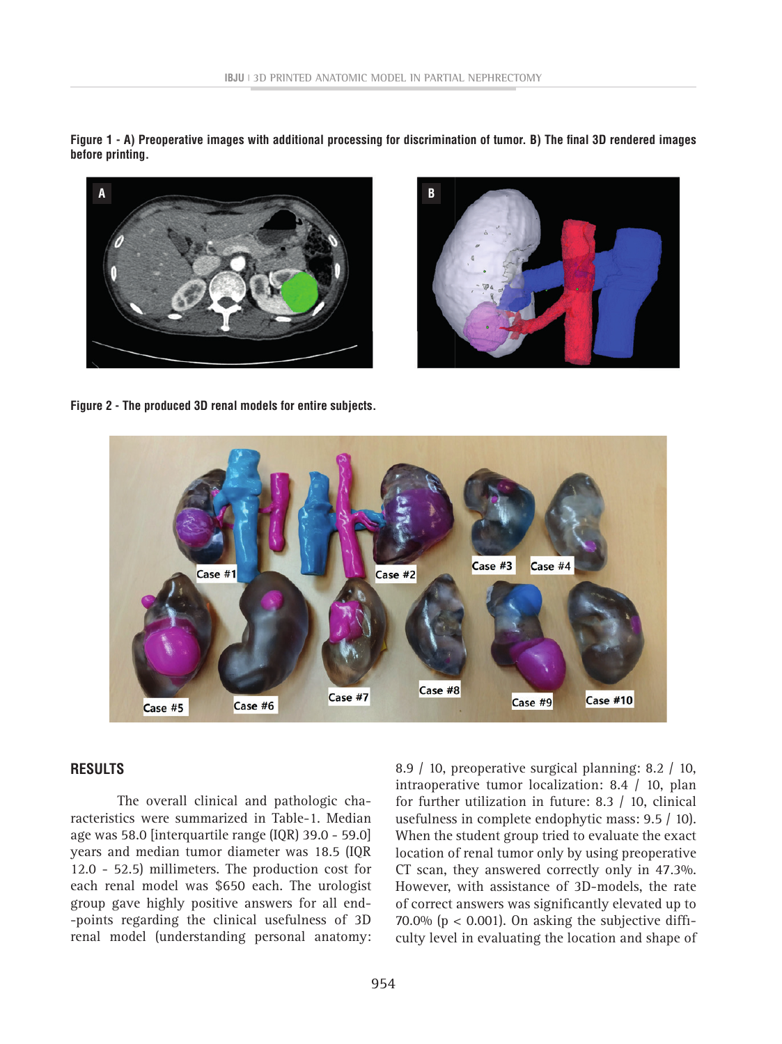**Figure 1 - A) Preoperative images with additional processing for discrimination of tumor. B) The final 3D rendered images before printing.**

**Figure 2 - The produced 3D renal models for entire subjects.**

## RESULTS

The overall clinical and pathologic characteristics were summarized in Table-1. Median age was 58.0 [interquartile range (IQR) 39.0 - 59.0] years and median tumor diameter was 18.5 (IQR 12.0 - 52.5) millimeters. The production cost for each renal model was $650 each. The urologist group gave highly positive answers for all end-points regarding the clinical usefulness of 3D renal model (understanding personal anatomy: 8.9 / 10, preoperative surgical planning: 8.2 / 10, intraoperative tumor localization: 8.4 / 10, plan for further utilization in future: 8.3 / 10, clinical usefulness in complete endophytic mass: 9.5 / 10). When the student group tried to evaluate the exact location of renal tumor only by using preoperative CT scan, they answered correctly only in 47.3%. However, with assistance of 3D-models, the rate of correct answers was significantly elevated up to 70.0% ($p < 0.001$). On asking the subjective difficulty level in evaluating the location and shape of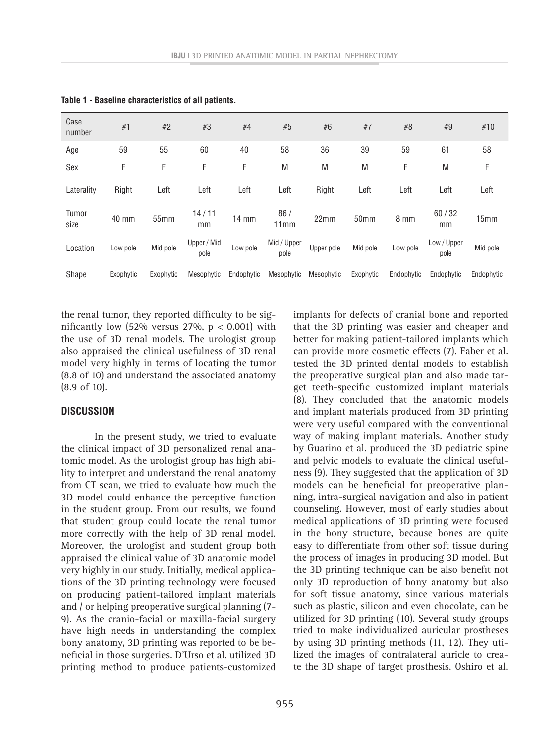**Table 1 - Baseline characteristics of all patients.**

| Case number | #1 | #2 | #3 | #4 | #5 | #6 | #7 | #8 | #9 | #10 |
|---|---|---|---|---|---|---|---|---|---|---|
| Age | 59 | 55 | 60 | 40 | 58 | 36 | 39 | 59 | 61 | 58 |
| Sex | F | F | F | F | M | M | M | F | M | F |
| Laterality | Right | Left | Left | Left | Left | Right | Left | Left | Left | Left |
| Tumor size | 40 mm | 55mm | 14 / 11 mm | 14 mm | 86 / 11mm | 22mm | 50mm | 8 mm | 60 / 32 mm | 15mm |
| Location | Low pole | Mid pole | Upper / Mid pole | Low pole | Mid / Upper pole | Upper pole | Mid pole | Low pole | Low / Upper pole | Mid pole |
| Shape | Exophytic | Exophytic | Mesophytic | Endophytic | Mesophytic | Mesophytic | Exophytic | Endophytic | Endophytic | Endophytic |

the renal tumor, they reported difficulty to be significantly low (52% versus 27%, $p < 0.001$) with the use of 3D renal models. The urologist group also appraised the clinical usefulness of 3D renal model very highly in terms of locating the tumor (8.8 of 10) and understand the associated anatomy (8.9 of 10).

## DISCUSSION

In the present study, we tried to evaluate the clinical impact of 3D personalized renal anatomic model. As the urologist group has high ability to interpret and understand the renal anatomy from CT scan, we tried to evaluate how much the 3D model could enhance the perceptive function in the student group. From our results, we found that student group could locate the renal tumor more correctly with the help of 3D renal model. Moreover, the urologist and student group both appraised the clinical value of 3D anatomic model very highly in our study. Initially, medical applications of the 3D printing technology were focused on producing patient-tailored implant materials and / or helping preoperative surgical planning (7-9). As the cranio-facial or maxilla-facial surgery have high needs in understanding the complex bony anatomy, 3D printing was reported to be beneficial in those surgeries. D'Urso et al. utilized 3D printing method to produce patients-customized implants for defects of cranial bone and reported that the 3D printing was easier and cheaper and better for making patient-tailored implants which can provide more cosmetic effects (7). Faber et al. tested the 3D printed dental models to establish the preoperative surgical plan and also made target teeth-specific customized implant materials (8). They concluded that the anatomic models and implant materials produced from 3D printing were very useful compared with the conventional way of making implant materials. Another study by Guarino et al. produced the 3D pediatric spine and pelvic models to evaluate the clinical usefulness (9). They suggested that the application of 3D models can be beneficial for preoperative planning, intra-surgical navigation and also in patient counseling. However, most of early studies about medical applications of 3D printing were focused in the bony structure, because bones are quite easy to differentiate from other soft tissue during the process of images in producing 3D model. But the 3D printing technique can be also benefit not only 3D reproduction of bony anatomy but also for soft tissue anatomy, since various materials such as plastic, silicon and even chocolate, can be utilized for 3D printing (10). Several study groups tried to make individualized auricular prostheses by using 3D printing methods (11, 12). They utilized the images of contralateral auricle to create the 3D shape of target prosthesis. Oshiro et al.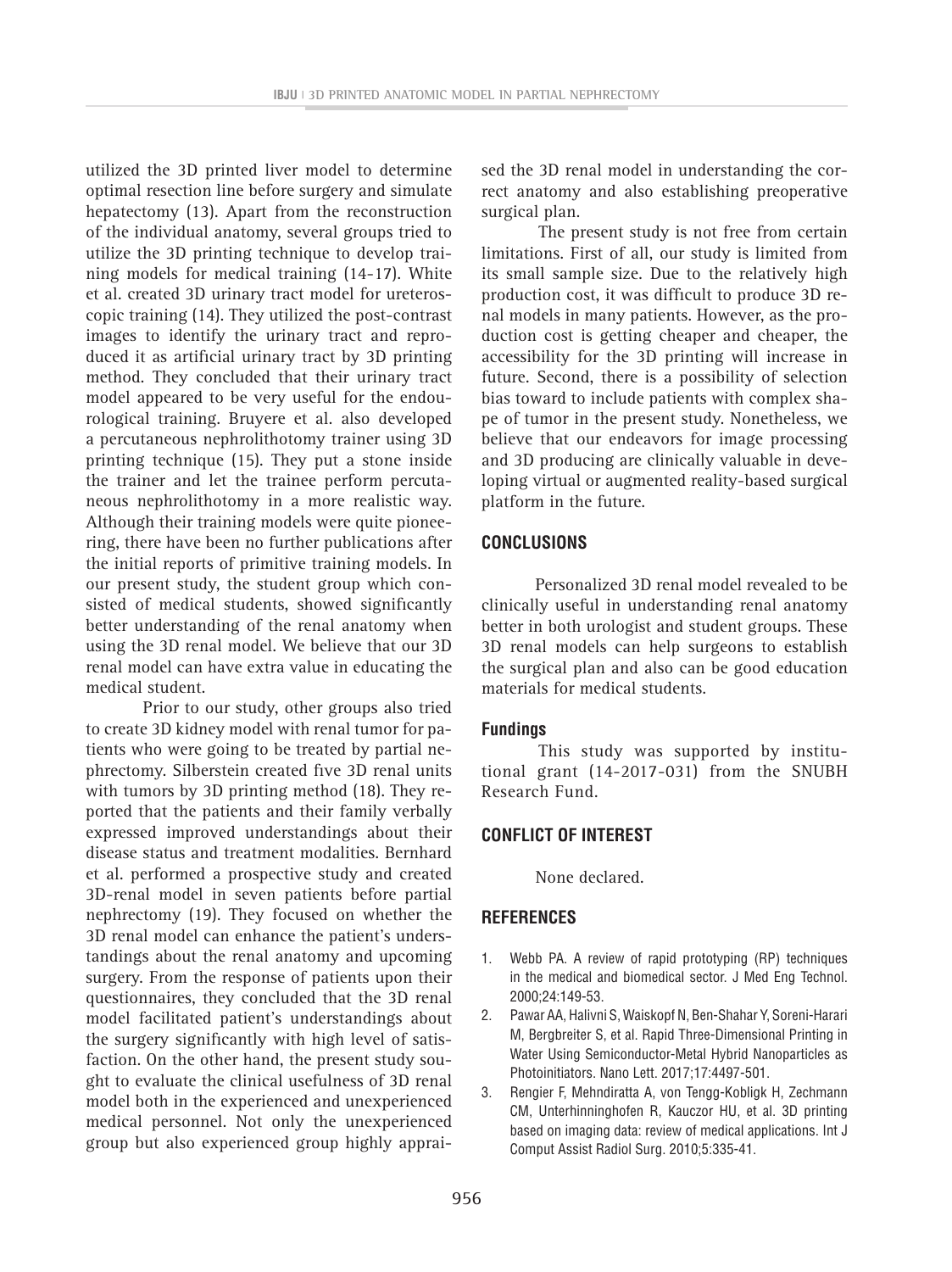utilized the 3D printed liver model to determine optimal resection line before surgery and simulate hepatectomy (13). Apart from the reconstruction of the individual anatomy, several groups tried to utilize the 3D printing technique to develop training models for medical training (14-17). White et al. created 3D urinary tract model for ureteroscopic training (14). They utilized the post-contrast images to identify the urinary tract and reproduced it as artificial urinary tract by 3D printing method. They concluded that their urinary tract model appeared to be very useful for the endourological training. Bruyere et al. also developed a percutaneous nephrolithotomy trainer using 3D printing technique (15). They put a stone inside the trainer and let the trainee perform percutaneous nephrolithotomy in a more realistic way. Although their training models were quite pioneering, there have been no further publications after the initial reports of primitive training models. In our present study, the student group which consisted of medical students, showed significantly better understanding of the renal anatomy when using the 3D renal model. We believe that our 3D renal model can have extra value in educating the medical student.

Prior to our study, other groups also tried to create 3D kidney model with renal tumor for patients who were going to be treated by partial nephrectomy. Silberstein created five 3D renal units with tumors by 3D printing method (18). They reported that the patients and their family verbally expressed improved understandings about their disease status and treatment modalities. Bernhard et al. performed a prospective study and created 3D-renal model in seven patients before partial nephrectomy (19). They focused on whether the 3D renal model can enhance the patient's understandings about the renal anatomy and upcoming surgery. From the response of patients upon their questionnaires, they concluded that the 3D renal model facilitated patient's understandings about the surgery significantly with high level of satisfaction. On the other hand, the present study sought to evaluate the clinical usefulness of 3D renal model both in the experienced and unexperienced medical personnel. Not only the unexperienced group but also experienced group highly appraised the 3D renal model in understanding the correct anatomy and also establishing preoperative surgical plan.

The present study is not free from certain limitations. First of all, our study is limited from its small sample size. Due to the relatively high production cost, it was difficult to produce 3D renal models in many patients. However, as the production cost is getting cheaper and cheaper, the accessibility for the 3D printing will increase in future. Second, there is a possibility of selection bias toward to include patients with complex shape of tumor in the present study. Nonetheless, we believe that our endeavors for image processing and 3D producing are clinically valuable in developing virtual or augmented reality-based surgical platform in the future.

## CONCLUSIONS

Personalized 3D renal model revealed to be clinically useful in understanding renal anatomy better in both urologist and student groups. These 3D renal models can help surgeons to establish the surgical plan and also can be good education materials for medical students.

### Fundings

This study was supported by institutional grant (14-2017-031) from the SNUBH Research Fund.

## CONFLICT OF INTEREST

None declared.

## REFERENCES

1. Webb PA. A review of rapid prototyping (RP) techniques in the medical and biomedical sector. J Med Eng Technol. 2000;24:149-53.
2. Pawar AA, Halivni S, Waiskopf N, Ben-Shahar Y, Soreni-Harari M, Bergbreiter S, et al. Rapid Three-Dimensional Printing in Water Using Semiconductor-Metal Hybrid Nanoparticles as Photoinitiators. Nano Lett. 2017;17:4497-501.
3. Rengier F, Mehndiratta A, von Tengg-Kobligk H, Zechmann CM, Unterhinninghofen R, Kauczor HU, et al. 3D printing based on imaging data: review of medical applications. Int J Comput Assist Radiol Surg. 2010;5:335-41.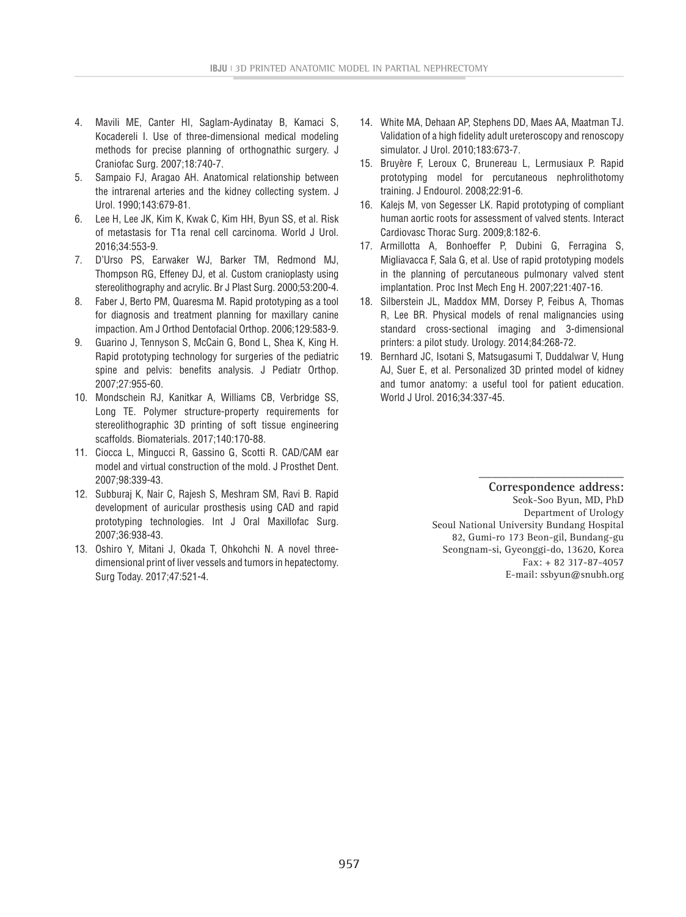4. Mavili ME, Canter HI, Saglam-Aydinatay B, Kamaci S, Kocadereli I. Use of three-dimensional medical modeling methods for precise planning of orthognathic surgery. J Craniofac Surg. 2007;18:740-7.
5. Sampaio FJ, Aragao AH. Anatomical relationship between the intrarenal arteries and the kidney collecting system. J Urol. 1990;143:679-81.
6. Lee H, Lee JK, Kim K, Kwak C, Kim HH, Byun SS, et al. Risk of metastasis for T1a renal cell carcinoma. World J Urol. 2016;34:553-9.
7. D'Urso PS, Earwaker WJ, Barker TM, Redmond MJ, Thompson RG, Effeney DJ, et al. Custom cranioplasty using stereolithography and acrylic. Br J Plast Surg. 2000;53:200-4.
8. Faber J, Berto PM, Quaresma M. Rapid prototyping as a tool for diagnosis and treatment planning for maxillary canine impaction. Am J Orthod Dentofacial Orthop. 2006;129:583-9.
9. Guarino J, Tennyson S, McCain G, Bond L, Shea K, King H. Rapid prototyping technology for surgeries of the pediatric spine and pelvis: benefits analysis. J Pediatr Orthop. 2007;27:955-60.
10. Mondschein RJ, Kanitkar A, Williams CB, Verbridge SS, Long TE. Polymer structure-property requirements for stereolithographic 3D printing of soft tissue engineering scaffolds. Biomaterials. 2017;140:170-88.
11. Ciocca L, Mingucci R, Gassino G, Scotti R. CAD/CAM ear model and virtual construction of the mold. J Prosthet Dent. 2007;98:339-43.
12. Subburaj K, Nair C, Rajesh S, Meshram SM, Ravi B. Rapid development of auricular prosthesis using CAD and rapid prototyping technologies. Int J Oral Maxillofac Surg. 2007;36:938-43.
13. Oshiro Y, Mitani J, Okada T, Ohkohchi N. A novel three-dimensional print of liver vessels and tumors in hepatectomy. Surg Today. 2017;47:521-4.
14. White MA, Dehaan AP, Stephens DD, Maes AA, Maatman TJ. Validation of a high fidelity adult ureteroscopy and renoscopy simulator. J Urol. 2010;183:673-7.
15. Bruyère F, Leroux C, Brunereau L, Lermusiaux P. Rapid prototyping model for percutaneous nephrolithotomy training. J Endourol. 2008;22:91-6.
16. Kalejs M, von Segesser LK. Rapid prototyping of compliant human aortic roots for assessment of valved stents. Interact Cardiovasc Thorac Surg. 2009;8:182-6.
17. Armillotta A, Bonhoeffer P, Dubini G, Ferragina S, Migliavacca F, Sala G, et al. Use of rapid prototyping models in the planning of percutaneous pulmonary valved stent implantation. Proc Inst Mech Eng H. 2007;221:407-16.
18. Silberstein JL, Maddox MM, Dorsey P, Feibus A, Thomas R, Lee BR. Physical models of renal malignancies using standard cross-sectional imaging and 3-dimensional printers: a pilot study. Urology. 2014;84:268-72.
19. Bernhard JC, Isotani S, Matsugasumi T, Duddalwar V, Hung AJ, Suer E, et al. Personalized 3D printed model of kidney and tumor anatomy: a useful tool for patient education. World J Urol. 2016;34:337-45.

**Correspondence address:**
Seok-Soo Byun, MD, PhD
Department of Urology
Seoul National University Bundang Hospital
82, Gumi-ro 173 Beon-gil, Bundang-gu
Seongnam-si, Gyeonggi-do, 13620, Korea
Fax: + 82 317-87-4057
E-mail: ssbyun@snubh.org